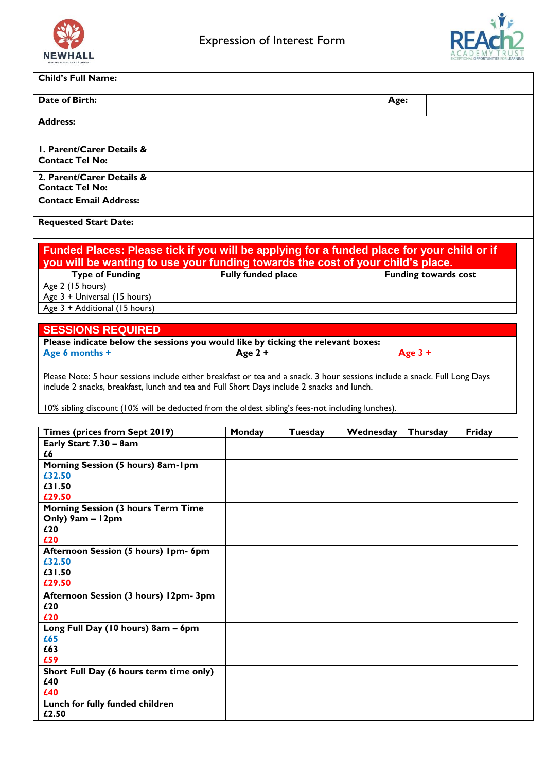# Expression of Interest Form

| | | | |
|---|---|---|---|
| **Child's Full Name:** | | | |
| **Date of Birth:** | | **Age:** | |
| **Address:** | | | |
| **1. Parent/Carer Details & Contact Tel No:** | | | |
| **2. Parent/Carer Details & Contact Tel No:** | | | |
| **Contact Email Address:** | | | |
| **Requested Start Date:** | | | |

## Funded Places: Please tick if you will be applying for a funded place for your child or if you will be wanting to use your funding towards the cost of your child's place.

| Type of Funding | Fully funded place | Funding towards cost |
|---|---|---|
| Age 2 (15 hours) | | |
| Age 3 + Universal (15 hours) | | |
| Age 3 + Additional (15 hours) | | |

## SESSIONS REQUIRED

**Please indicate below the sessions you would like by ticking the relevant boxes:**

**Age 6 months +** **Age 2 +** **Age 3 +**

Please Note: 5 hour sessions include either breakfast or tea and a snack. 3 hour sessions include a snack. Full Long Days include 2 snacks, breakfast, lunch and tea and Full Short Days include 2 snacks and lunch.

10% sibling discount (10% will be deducted from the oldest sibling's fees-not including lunches).

| Times (prices from Sept 2019) | Monday | Tuesday | Wednesday | Thursday | Friday |
|---|---|---|---|---|---|
| **Early Start 7.30 – 8am**<br>**£6** | | | | | |
| **Morning Session (5 hours) 8am-1pm**<br>**£32.50**<br>**£31.50**<br>**£29.50** | | | | | |
| **Morning Session (3 hours Term Time Only) 9am – 12pm**<br>**£20**<br>**£20** | | | | | |
| **Afternoon Session (5 hours) 1pm- 6pm**<br>**£32.50**<br>**£31.50**<br>**£29.50** | | | | | |
| **Afternoon Session (3 hours) 12pm- 3pm**<br>**£20**<br>**£20** | | | | | |
| **Long Full Day (10 hours) 8am – 6pm**<br>**£65**<br>**£63**<br>**£59** | | | | | |
| **Short Full Day (6 hours term time only)**<br>**£40**<br>**£40** | | | | | |
| **Lunch for fully funded children**<br>**£2.50** | | | | | |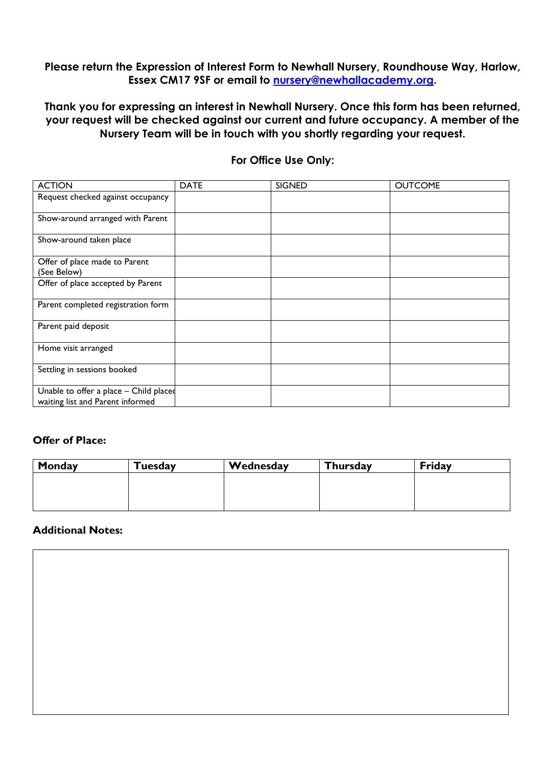**Please return the Expression of Interest Form to Newhall Nursery, Roundhouse Way, Harlow, Essex CM17 9SF or email to [nursery@newhallacademy.org](mailto:nursery@newhallacademy.org).**

**Thank you for expressing an interest in Newhall Nursery. Once this form has been returned, your request will be checked against our current and future occupancy. A member of the Nursery Team will be in touch with you shortly regarding your request.**

**For Office Use Only:**

| ACTION | DATE | SIGNED | OUTCOME |
|---|---|---|---|
| Request checked against occupancy | | | |
| Show-around arranged with Parent | | | |
| Show-around taken place | | | |
| Offer of place made to Parent (See Below) | | | |
| Offer of place accepted by Parent | | | |
| Parent completed registration form | | | |
| Parent paid deposit | | | |
| Home visit arranged | | | |
| Settling in sessions booked | | | |
| Unable to offer a place – Child placed waiting list and Parent informed | | | |

**Offer of Place:**

| Monday | Tuesday | Wednesday | Thursday | Friday |
|---|---|---|---|---|
| | | | | |

**Additional Notes:**